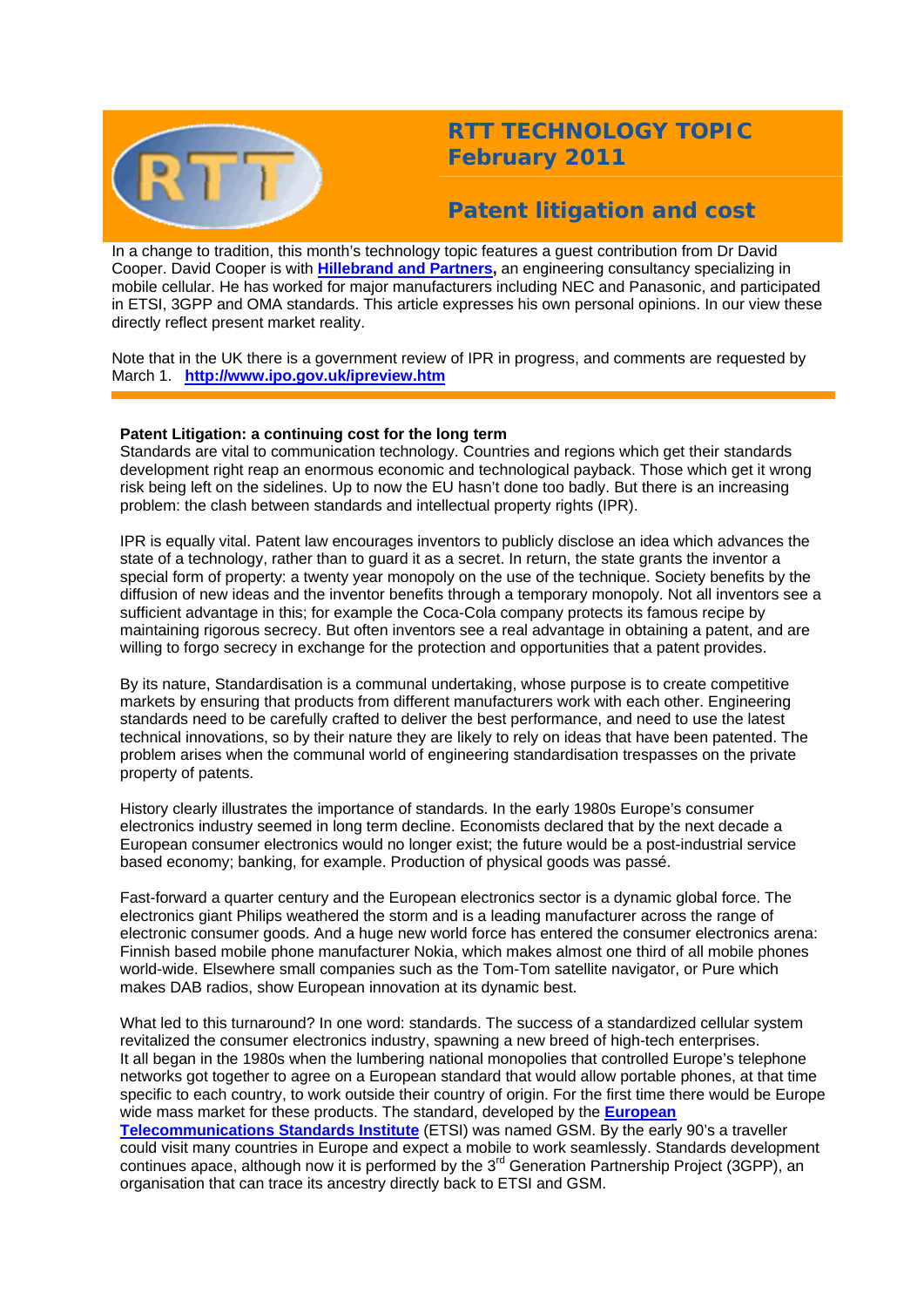# RTT TECHNOLOGY TOPIC February 2011

## Patent litigation and cost

In a change to tradition, this month's technology topic features a guest contribution from Dr David Cooper. David Cooper is with **Hillebrand and Partners,** an engineering consultancy specializing in mobile cellular. He has worked for major manufacturers including NEC and Panasonic, and participated in ETSI, 3GPP and OMA standards. This article expresses his own personal opinions. In our view these directly reflect present market reality.

Note that in the UK there is a government review of IPR in progress, and comments are requested by March 1. **http://www.ipo.gov.uk/ipreview.htm**

---

**Patent Litigation: a continuing cost for the long term**

Standards are vital to communication technology. Countries and regions which get their standards development right reap an enormous economic and technological payback. Those which get it wrong risk being left on the sidelines. Up to now the EU hasn't done too badly. But there is an increasing problem: the clash between standards and intellectual property rights (IPR).

IPR is equally vital. Patent law encourages inventors to publicly disclose an idea which advances the state of a technology, rather than to guard it as a secret. In return, the state grants the inventor a special form of property: a twenty year monopoly on the use of the technique. Society benefits by the diffusion of new ideas and the inventor benefits through a temporary monopoly. Not all inventors see a sufficient advantage in this; for example the Coca-Cola company protects its famous recipe by maintaining rigorous secrecy. But often inventors see a real advantage in obtaining a patent, and are willing to forgo secrecy in exchange for the protection and opportunities that a patent provides.

By its nature, Standardisation is a communal undertaking, whose purpose is to create competitive markets by ensuring that products from different manufacturers work with each other. Engineering standards need to be carefully crafted to deliver the best performance, and need to use the latest technical innovations, so by their nature they are likely to rely on ideas that have been patented. The problem arises when the communal world of engineering standardisation trespasses on the private property of patents.

History clearly illustrates the importance of standards. In the early 1980s Europe's consumer electronics industry seemed in long term decline. Economists declared that by the next decade a European consumer electronics would no longer exist; the future would be a post-industrial service based economy; banking, for example. Production of physical goods was passé.

Fast-forward a quarter century and the European electronics sector is a dynamic global force. The electronics giant Philips weathered the storm and is a leading manufacturer across the range of electronic consumer goods. And a huge new world force has entered the consumer electronics arena: Finnish based mobile phone manufacturer Nokia, which makes almost one third of all mobile phones world-wide. Elsewhere small companies such as the Tom-Tom satellite navigator, or Pure which makes DAB radios, show European innovation at its dynamic best.

What led to this turnaround? In one word: standards. The success of a standardized cellular system revitalized the consumer electronics industry, spawning a new breed of high-tech enterprises. It all began in the 1980s when the lumbering national monopolies that controlled Europe's telephone networks got together to agree on a European standard that would allow portable phones, at that time specific to each country, to work outside their country of origin. For the first time there would be Europe wide mass market for these products. The standard, developed by the **European Telecommunications Standards Institute** (ETSI) was named GSM. By the early 90's a traveller could visit many countries in Europe and expect a mobile to work seamlessly. Standards development continues apace, although now it is performed by the 3rd Generation Partnership Project (3GPP), an organisation that can trace its ancestry directly back to ETSI and GSM.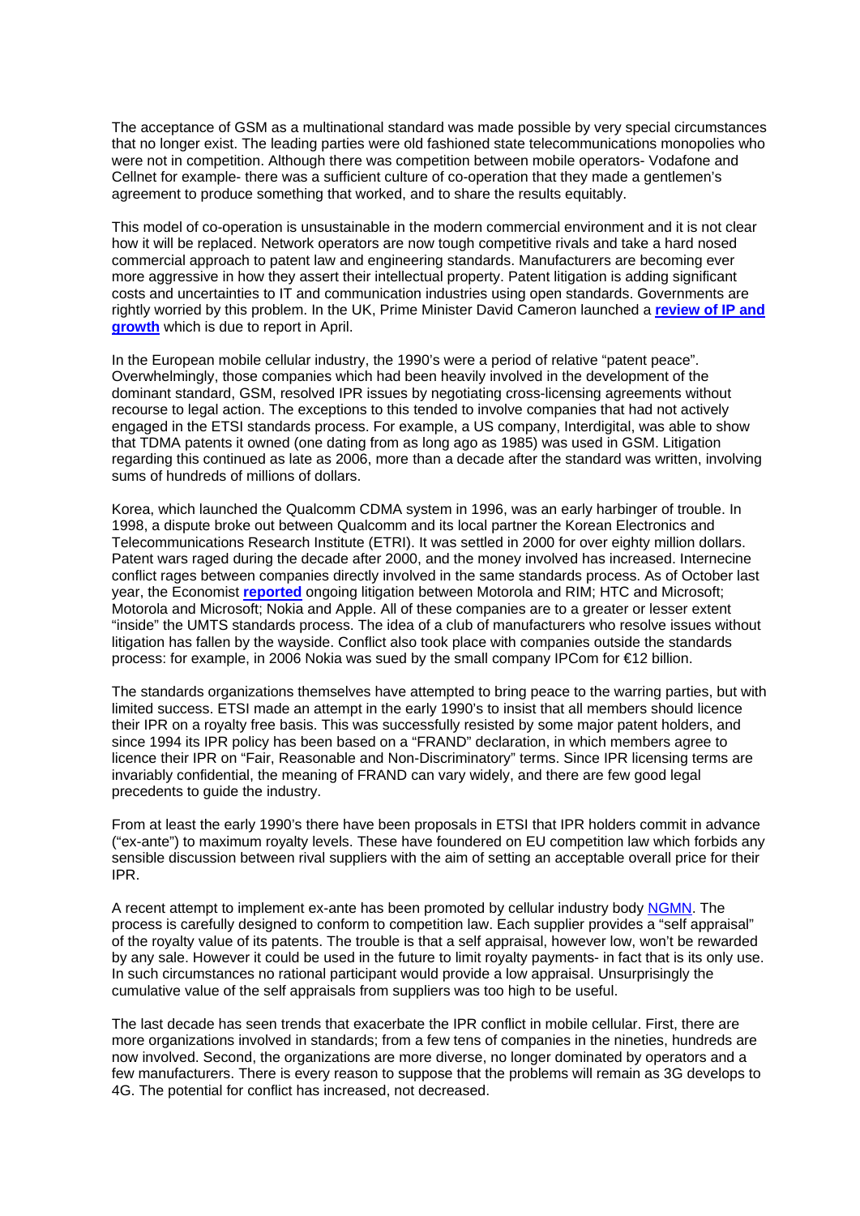The acceptance of GSM as a multinational standard was made possible by very special circumstances that no longer exist. The leading parties were old fashioned state telecommunications monopolies who were not in competition. Although there was competition between mobile operators- Vodafone and Cellnet for example- there was a sufficient culture of co-operation that they made a gentlemen's agreement to produce something that worked, and to share the results equitably.

This model of co-operation is unsustainable in the modern commercial environment and it is not clear how it will be replaced. Network operators are now tough competitive rivals and take a hard nosed commercial approach to patent law and engineering standards. Manufacturers are becoming ever more aggressive in how they assert their intellectual property. Patent litigation is adding significant costs and uncertainties to IT and communication industries using open standards. Governments are rightly worried by this problem. In the UK, Prime Minister David Cameron launched a **review of IP and growth** which is due to report in April.

In the European mobile cellular industry, the 1990's were a period of relative "patent peace". Overwhelmingly, those companies which had been heavily involved in the development of the dominant standard, GSM, resolved IPR issues by negotiating cross-licensing agreements without recourse to legal action. The exceptions to this tended to involve companies that had not actively engaged in the ETSI standards process. For example, a US company, Interdigital, was able to show that TDMA patents it owned (one dating from as long ago as 1985) was used in GSM. Litigation regarding this continued as late as 2006, more than a decade after the standard was written, involving sums of hundreds of millions of dollars.

Korea, which launched the Qualcomm CDMA system in 1996, was an early harbinger of trouble. In 1998, a dispute broke out between Qualcomm and its local partner the Korean Electronics and Telecommunications Research Institute (ETRI). It was settled in 2000 for over eighty million dollars. Patent wars raged during the decade after 2000, and the money involved has increased. Internecine conflict rages between companies directly involved in the same standards process. As of October last year, the Economist **reported** ongoing litigation between Motorola and RIM; HTC and Microsoft; Motorola and Microsoft; Nokia and Apple. All of these companies are to a greater or lesser extent "inside" the UMTS standards process. The idea of a club of manufacturers who resolve issues without litigation has fallen by the wayside. Conflict also took place with companies outside the standards process: for example, in 2006 Nokia was sued by the small company IPCom for €12 billion.

The standards organizations themselves have attempted to bring peace to the warring parties, but with limited success. ETSI made an attempt in the early 1990's to insist that all members should licence their IPR on a royalty free basis. This was successfully resisted by some major patent holders, and since 1994 its IPR policy has been based on a "FRAND" declaration, in which members agree to licence their IPR on "Fair, Reasonable and Non-Discriminatory" terms. Since IPR licensing terms are invariably confidential, the meaning of FRAND can vary widely, and there are few good legal precedents to guide the industry.

From at least the early 1990's there have been proposals in ETSI that IPR holders commit in advance ("ex-ante") to maximum royalty levels. These have foundered on EU competition law which forbids any sensible discussion between rival suppliers with the aim of setting an acceptable overall price for their IPR.

A recent attempt to implement ex-ante has been promoted by cellular industry body NGMN. The process is carefully designed to conform to competition law. Each supplier provides a "self appraisal" of the royalty value of its patents. The trouble is that a self appraisal, however low, won't be rewarded by any sale. However it could be used in the future to limit royalty payments- in fact that is its only use. In such circumstances no rational participant would provide a low appraisal. Unsurprisingly the cumulative value of the self appraisals from suppliers was too high to be useful.

The last decade has seen trends that exacerbate the IPR conflict in mobile cellular. First, there are more organizations involved in standards; from a few tens of companies in the nineties, hundreds are now involved. Second, the organizations are more diverse, no longer dominated by operators and a few manufacturers. There is every reason to suppose that the problems will remain as 3G develops to 4G. The potential for conflict has increased, not decreased.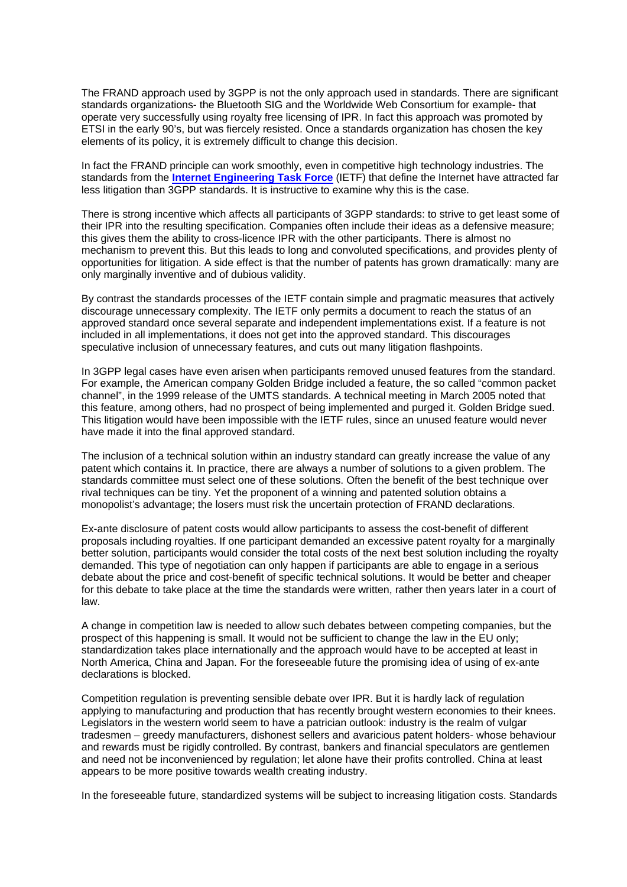The FRAND approach used by 3GPP is not the only approach used in standards. There are significant standards organizations- the Bluetooth SIG and the Worldwide Web Consortium for example- that operate very successfully using royalty free licensing of IPR. In fact this approach was promoted by ETSI in the early 90's, but was fiercely resisted. Once a standards organization has chosen the key elements of its policy, it is extremely difficult to change this decision.

In fact the FRAND principle can work smoothly, even in competitive high technology industries. The standards from the **Internet Engineering Task Force** (IETF) that define the Internet have attracted far less litigation than 3GPP standards. It is instructive to examine why this is the case.

There is strong incentive which affects all participants of 3GPP standards: to strive to get least some of their IPR into the resulting specification. Companies often include their ideas as a defensive measure; this gives them the ability to cross-licence IPR with the other participants. There is almost no mechanism to prevent this. But this leads to long and convoluted specifications, and provides plenty of opportunities for litigation. A side effect is that the number of patents has grown dramatically: many are only marginally inventive and of dubious validity.

By contrast the standards processes of the IETF contain simple and pragmatic measures that actively discourage unnecessary complexity. The IETF only permits a document to reach the status of an approved standard once several separate and independent implementations exist. If a feature is not included in all implementations, it does not get into the approved standard. This discourages speculative inclusion of unnecessary features, and cuts out many litigation flashpoints.

In 3GPP legal cases have even arisen when participants removed unused features from the standard. For example, the American company Golden Bridge included a feature, the so called "common packet channel", in the 1999 release of the UMTS standards. A technical meeting in March 2005 noted that this feature, among others, had no prospect of being implemented and purged it. Golden Bridge sued. This litigation would have been impossible with the IETF rules, since an unused feature would never have made it into the final approved standard.

The inclusion of a technical solution within an industry standard can greatly increase the value of any patent which contains it. In practice, there are always a number of solutions to a given problem. The standards committee must select one of these solutions. Often the benefit of the best technique over rival techniques can be tiny. Yet the proponent of a winning and patented solution obtains a monopolist's advantage; the losers must risk the uncertain protection of FRAND declarations.

Ex-ante disclosure of patent costs would allow participants to assess the cost-benefit of different proposals including royalties. If one participant demanded an excessive patent royalty for a marginally better solution, participants would consider the total costs of the next best solution including the royalty demanded. This type of negotiation can only happen if participants are able to engage in a serious debate about the price and cost-benefit of specific technical solutions. It would be better and cheaper for this debate to take place at the time the standards were written, rather then years later in a court of law.

A change in competition law is needed to allow such debates between competing companies, but the prospect of this happening is small. It would not be sufficient to change the law in the EU only; standardization takes place internationally and the approach would have to be accepted at least in North America, China and Japan. For the foreseeable future the promising idea of using of ex-ante declarations is blocked.

Competition regulation is preventing sensible debate over IPR. But it is hardly lack of regulation applying to manufacturing and production that has recently brought western economies to their knees. Legislators in the western world seem to have a patrician outlook: industry is the realm of vulgar tradesmen – greedy manufacturers, dishonest sellers and avaricious patent holders- whose behaviour and rewards must be rigidly controlled. By contrast, bankers and financial speculators are gentlemen and need not be inconvenienced by regulation; let alone have their profits controlled. China at least appears to be more positive towards wealth creating industry.

In the foreseeable future, standardized systems will be subject to increasing litigation costs. Standards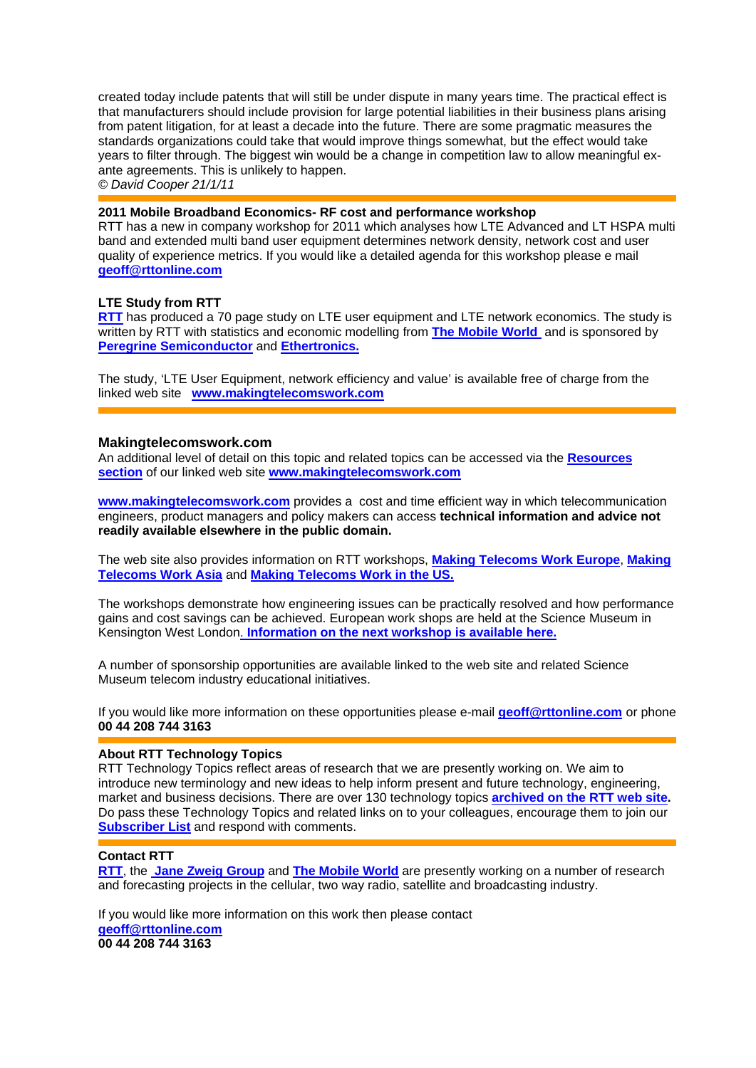created today include patents that will still be under dispute in many years time. The practical effect is that manufacturers should include provision for large potential liabilities in their business plans arising from patent litigation, for at least a decade into the future. There are some pragmatic measures the standards organizations could take that would improve things somewhat, but the effect would take years to filter through. The biggest win would be a change in competition law to allow meaningful ex-ante agreements. This is unlikely to happen.

*© David Cooper 21/1/11*

---

**2011 Mobile Broadband Economics- RF cost and performance workshop**

RTT has a new in company workshop for 2011 which analyses how LTE Advanced and LT HSPA multi band and extended multi band user equipment determines network density, network cost and user quality of experience metrics. If you would like a detailed agenda for this workshop please e mail **geoff@rttonline.com**

**LTE Study from RTT**

**RTT** has produced a 70 page study on LTE user equipment and LTE network economics. The study is written by RTT with statistics and economic modelling from **The Mobile World** and is sponsored by **Peregrine Semiconductor** and **Ethertronics.**

The study, 'LTE User Equipment, network efficiency and value' is available free of charge from the linked web site **www.makingtelecomswork.com**

---

### Makingtelecomswork.com

An additional level of detail on this topic and related topics can be accessed via the **Resources section** of our linked web site **www.makingtelecomswork.com**

**www.makingtelecomswork.com** provides a cost and time efficient way in which telecommunication engineers, product managers and policy makers can access **technical information and advice not readily available elsewhere in the public domain.**

The web site also provides information on RTT workshops, **Making Telecoms Work Europe**, **Making Telecoms Work Asia** and **Making Telecoms Work in the US.**

The workshops demonstrate how engineering issues can be practically resolved and how performance gains and cost savings can be achieved. European work shops are held at the Science Museum in Kensington West London. **Information on the next workshop is available here.**

A number of sponsorship opportunities are available linked to the web site and related Science Museum telecom industry educational initiatives.

If you would like more information on these opportunities please e-mail **geoff@rttonline.com** or phone **00 44 208 744 3163**

---

**About RTT Technology Topics**

RTT Technology Topics reflect areas of research that we are presently working on. We aim to introduce new terminology and new ideas to help inform present and future technology, engineering, market and business decisions. There are over 130 technology topics **archived on the RTT web site.** Do pass these Technology Topics and related links on to your colleagues, encourage them to join our **Subscriber List** and respond with comments.

---

**Contact RTT**

**RTT**, the **Jane Zweig Group** and **The Mobile World** are presently working on a number of research and forecasting projects in the cellular, two way radio, satellite and broadcasting industry.

If you would like more information on this work then please contact
**geoff@rttonline.com**
**00 44 208 744 3163**